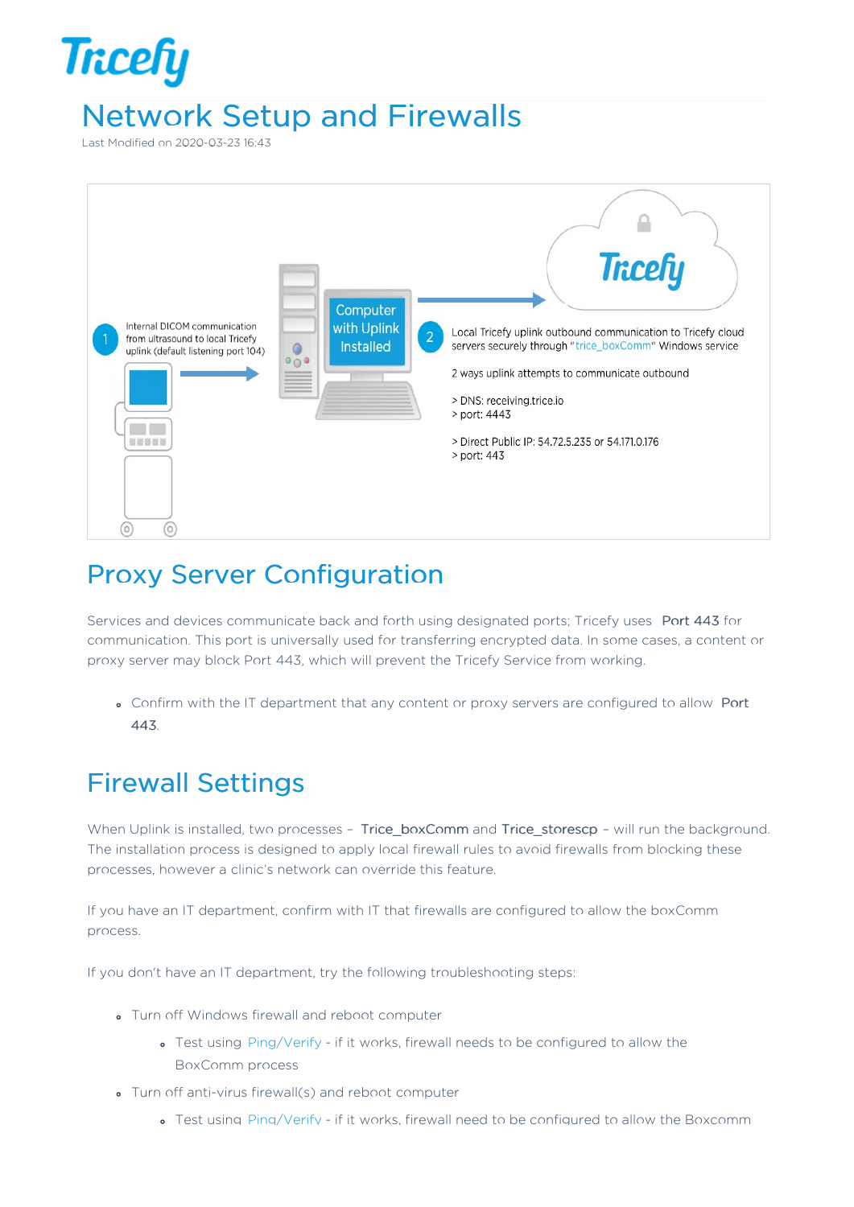# Network Setup and Firewalls

Last Modified on 2020-03-23 16:43

1 Internal DICOM communication from ultrasound to local Tricefy uplink (default listening port 104)

Computer with Uplink Installed

2 Local Tricefy uplink outbound communication to Tricefy cloud servers securely through "trice_boxComm" Windows service

2 ways uplink attempts to communicate outbound

> DNS: receiving.trice.io
> port: 4443

> Direct Public IP: 54.72.5.235 or 54.171.0.176
> port: 443

## Proxy Server Configuration

Services and devices communicate back and forth using designated ports; Tricefy uses Port 443 for communication. This port is universally used for transferring encrypted data. In some cases, a content or proxy server may block Port 443, which will prevent the Tricefy Service from working.

- Confirm with the IT department that any content or proxy servers are configured to allow Port 443.

## Firewall Settings

When Uplink is installed, two processes – Trice_boxComm and Trice_storescp – will run the background. The installation process is designed to apply local firewall rules to avoid firewalls from blocking these processes, however a clinic's network can override this feature.

If you have an IT department, confirm with IT that firewalls are configured to allow the boxComm process.

If you don't have an IT department, try the following troubleshooting steps:

- Turn off Windows firewall and reboot computer
  - Test using Ping/Verify - if it works, firewall needs to be configured to allow the BoxComm process
- Turn off anti-virus firewall(s) and reboot computer
  - Test using Ping/Verify - if it works, firewall need to be configured to allow the Boxcomm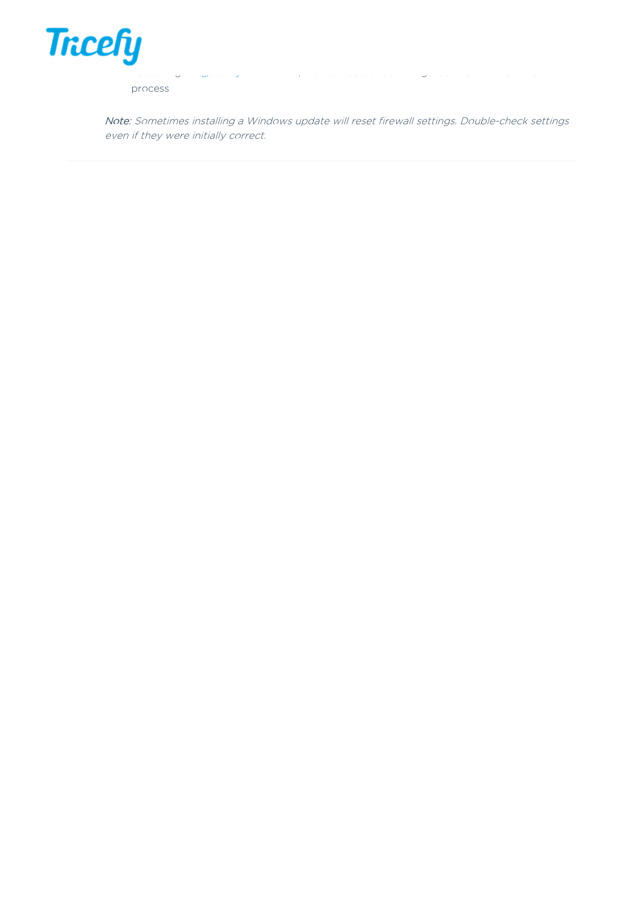process

*Note: Sometimes installing a Windows update will reset firewall settings. Double-check settings even if they were initially correct.*